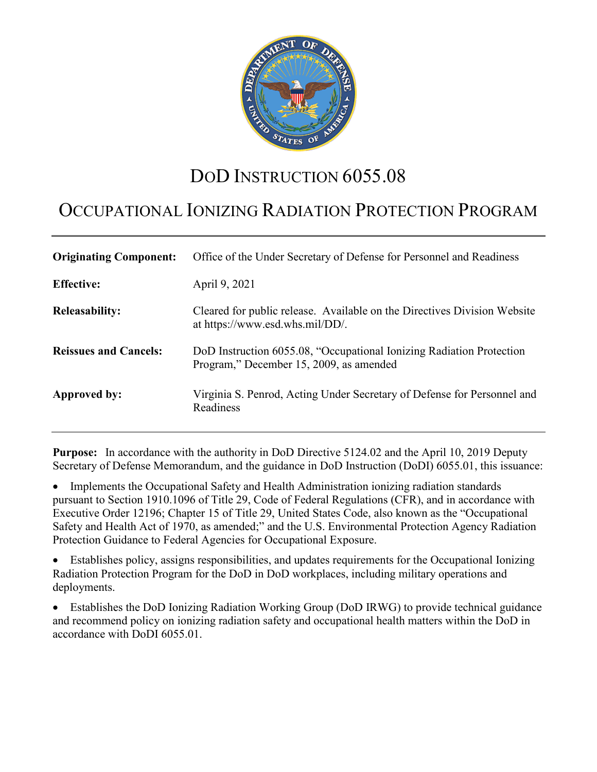# DoD Instruction 6055.08

# Occupational Ionizing Radiation Protection Program

| | |
|---|---|
| **Originating Component:** | Office of the Under Secretary of Defense for Personnel and Readiness |
| **Effective:** | April 9, 2021 |
| **Releasability:** | Cleared for public release. Available on the Directives Division Website at https://www.esd.whs.mil/DD/. |
| **Reissues and Cancels:** | DoD Instruction 6055.08, "Occupational Ionizing Radiation Protection Program," December 15, 2009, as amended |
| **Approved by:** | Virginia S. Penrod, Acting Under Secretary of Defense for Personnel and Readiness |

**Purpose:** In accordance with the authority in DoD Directive 5124.02 and the April 10, 2019 Deputy Secretary of Defense Memorandum, and the guidance in DoD Instruction (DoDI) 6055.01, this issuance:

- Implements the Occupational Safety and Health Administration ionizing radiation standards pursuant to Section 1910.1096 of Title 29, Code of Federal Regulations (CFR), and in accordance with Executive Order 12196; Chapter 15 of Title 29, United States Code, also known as the "Occupational Safety and Health Act of 1970, as amended;" and the U.S. Environmental Protection Agency Radiation Protection Guidance to Federal Agencies for Occupational Exposure.
- Establishes policy, assigns responsibilities, and updates requirements for the Occupational Ionizing Radiation Protection Program for the DoD in DoD workplaces, including military operations and deployments.
- Establishes the DoD Ionizing Radiation Working Group (DoD IRWG) to provide technical guidance and recommend policy on ionizing radiation safety and occupational health matters within the DoD in accordance with DoDI 6055.01.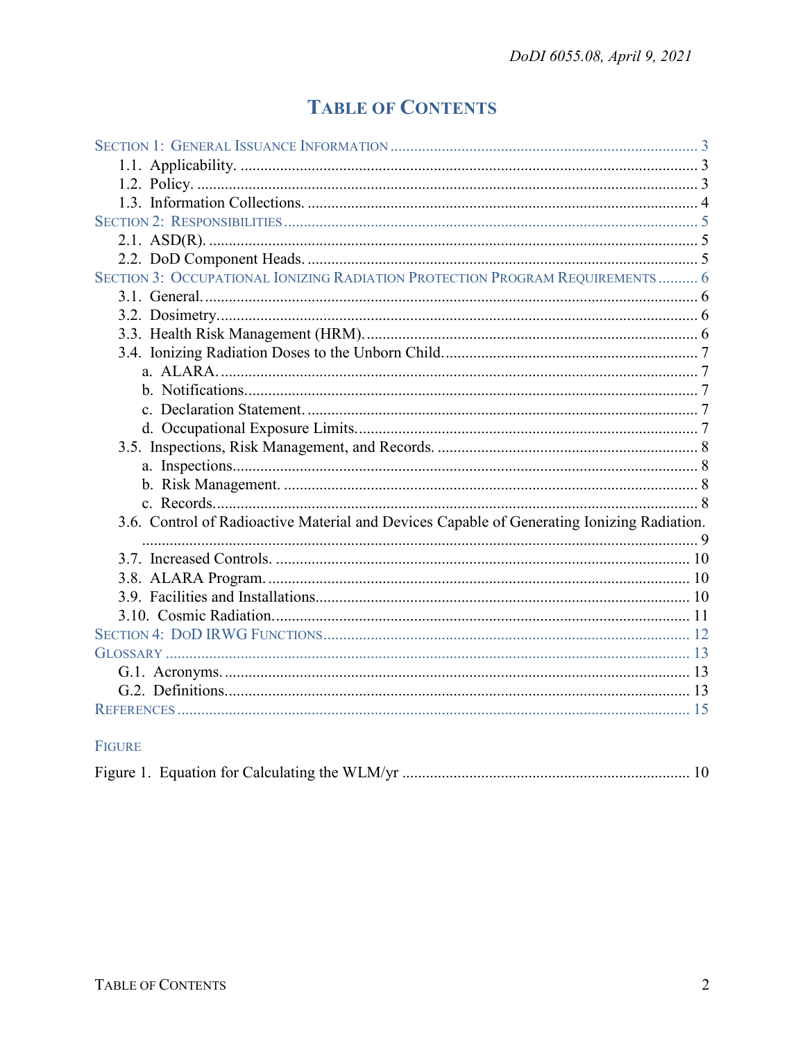# TABLE OF CONTENTS

SECTION 1: GENERAL ISSUANCE INFORMATION ..... 3
- 1.1. Applicability. ..... 3
- 1.2. Policy. ..... 3
- 1.3. Information Collections. ..... 4

SECTION 2: RESPONSIBILITIES ..... 5
- 2.1. ASD(R). ..... 5
- 2.2. DoD Component Heads. ..... 5

SECTION 3: OCCUPATIONAL IONIZING RADIATION PROTECTION PROGRAM REQUIREMENTS ..... 6
- 3.1. General. ..... 6
- 3.2. Dosimetry. ..... 6
- 3.3. Health Risk Management (HRM). ..... 6
- 3.4. Ionizing Radiation Doses to the Unborn Child. ..... 7
  - a. ALARA. ..... 7
  - b. Notifications. ..... 7
  - c. Declaration Statement. ..... 7
  - d. Occupational Exposure Limits. ..... 7
- 3.5. Inspections, Risk Management, and Records. ..... 8
  - a. Inspections. ..... 8
  - b. Risk Management. ..... 8
  - c. Records. ..... 8
- 3.6. Control of Radioactive Material and Devices Capable of Generating Ionizing Radiation. ..... 9
- 3.7. Increased Controls. ..... 10
- 3.8. ALARA Program. ..... 10
- 3.9. Facilities and Installations. ..... 10
- 3.10. Cosmic Radiation. ..... 11

SECTION 4: DOD IRWG FUNCTIONS ..... 12

GLOSSARY ..... 13
- G.1. Acronyms. ..... 13
- G.2. Definitions. ..... 13

REFERENCES ..... 15

FIGURE

Figure 1. Equation for Calculating the WLM/yr ..... 10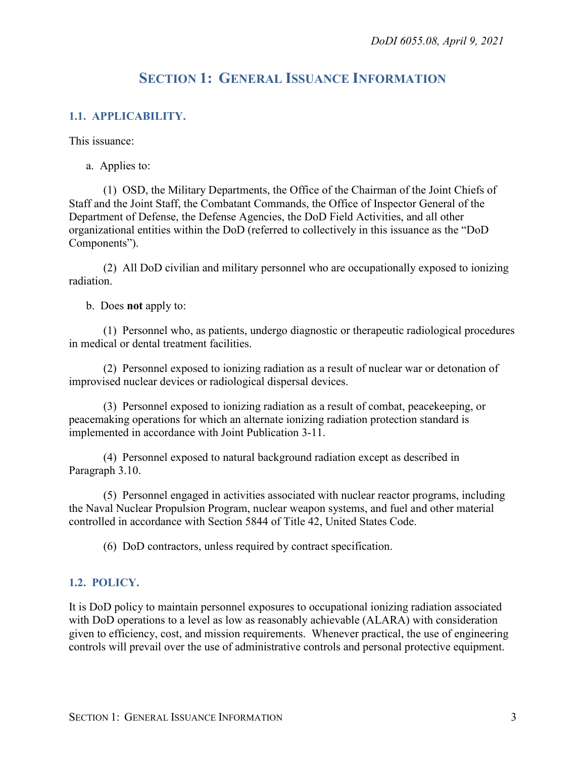# SECTION 1: GENERAL ISSUANCE INFORMATION

## 1.1. APPLICABILITY.

This issuance:

a. Applies to:

(1) OSD, the Military Departments, the Office of the Chairman of the Joint Chiefs of Staff and the Joint Staff, the Combatant Commands, the Office of Inspector General of the Department of Defense, the Defense Agencies, the DoD Field Activities, and all other organizational entities within the DoD (referred to collectively in this issuance as the "DoD Components").

(2) All DoD civilian and military personnel who are occupationally exposed to ionizing radiation.

b. Does **not** apply to:

(1) Personnel who, as patients, undergo diagnostic or therapeutic radiological procedures in medical or dental treatment facilities.

(2) Personnel exposed to ionizing radiation as a result of nuclear war or detonation of improvised nuclear devices or radiological dispersal devices.

(3) Personnel exposed to ionizing radiation as a result of combat, peacekeeping, or peacemaking operations for which an alternate ionizing radiation protection standard is implemented in accordance with Joint Publication 3-11.

(4) Personnel exposed to natural background radiation except as described in Paragraph 3.10.

(5) Personnel engaged in activities associated with nuclear reactor programs, including the Naval Nuclear Propulsion Program, nuclear weapon systems, and fuel and other material controlled in accordance with Section 5844 of Title 42, United States Code.

(6) DoD contractors, unless required by contract specification.

## 1.2. POLICY.

It is DoD policy to maintain personnel exposures to occupational ionizing radiation associated with DoD operations to a level as low as reasonably achievable (ALARA) with consideration given to efficiency, cost, and mission requirements. Whenever practical, the use of engineering controls will prevail over the use of administrative controls and personal protective equipment.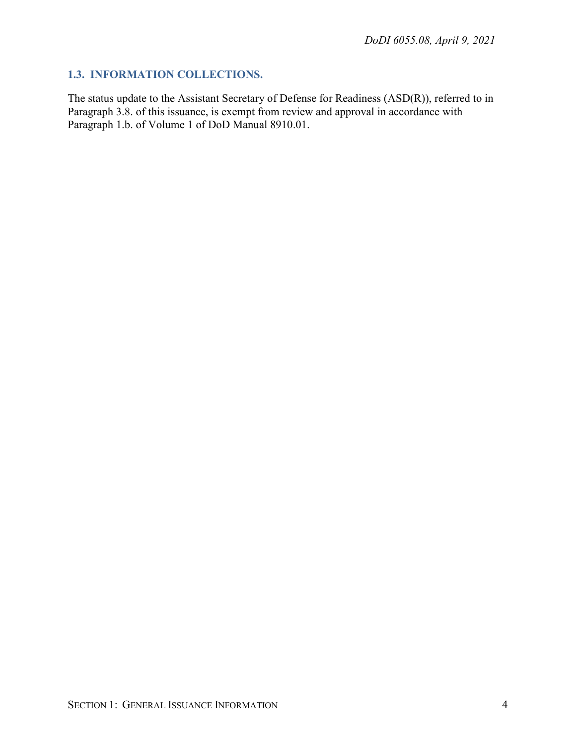### 1.3. INFORMATION COLLECTIONS.

The status update to the Assistant Secretary of Defense for Readiness (ASD(R)), referred to in Paragraph 3.8. of this issuance, is exempt from review and approval in accordance with Paragraph 1.b. of Volume 1 of DoD Manual 8910.01.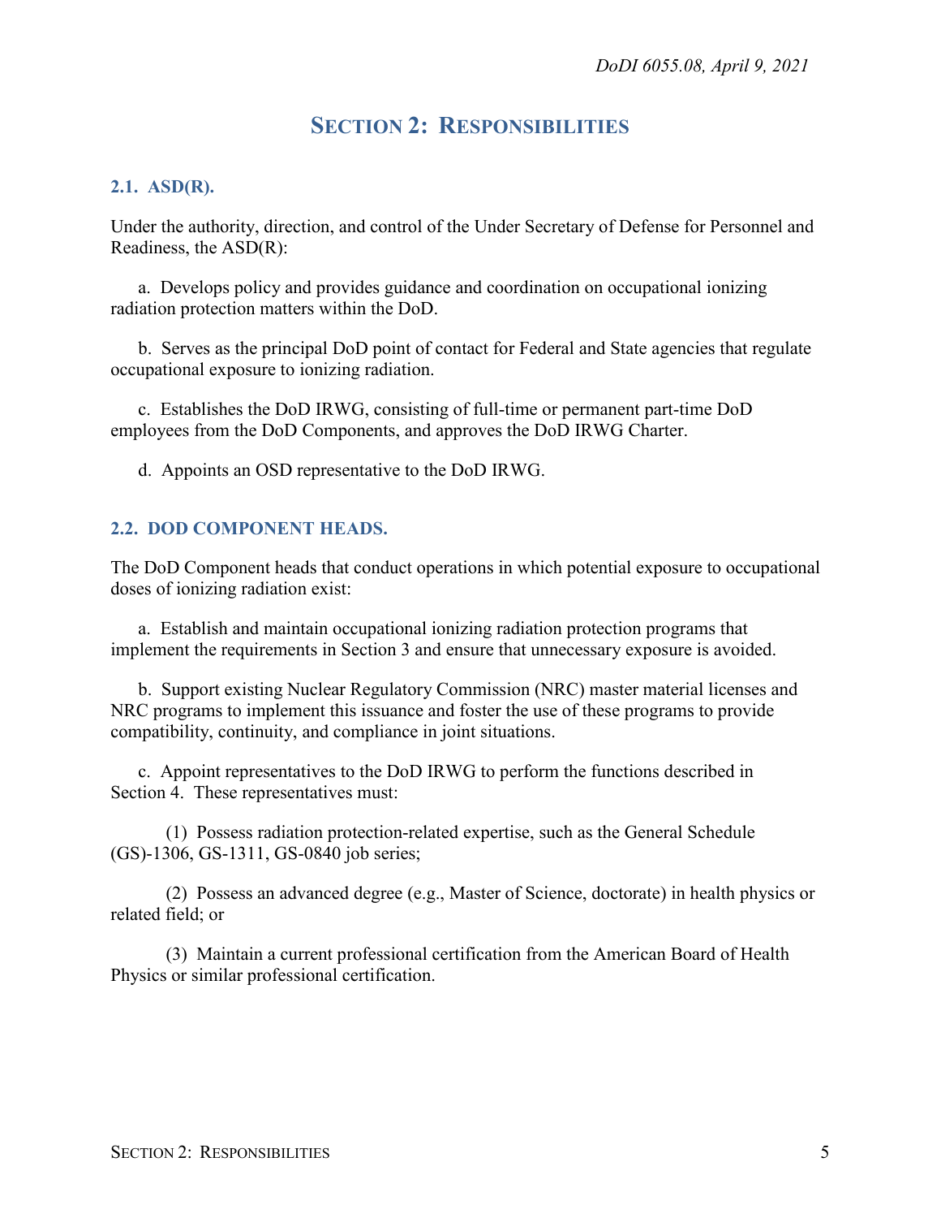# SECTION 2: RESPONSIBILITIES

## 2.1. ASD(R).

Under the authority, direction, and control of the Under Secretary of Defense for Personnel and Readiness, the ASD(R):

a. Develops policy and provides guidance and coordination on occupational ionizing radiation protection matters within the DoD.

b. Serves as the principal DoD point of contact for Federal and State agencies that regulate occupational exposure to ionizing radiation.

c. Establishes the DoD IRWG, consisting of full-time or permanent part-time DoD employees from the DoD Components, and approves the DoD IRWG Charter.

d. Appoints an OSD representative to the DoD IRWG.

## 2.2. DOD COMPONENT HEADS.

The DoD Component heads that conduct operations in which potential exposure to occupational doses of ionizing radiation exist:

a. Establish and maintain occupational ionizing radiation protection programs that implement the requirements in Section 3 and ensure that unnecessary exposure is avoided.

b. Support existing Nuclear Regulatory Commission (NRC) master material licenses and NRC programs to implement this issuance and foster the use of these programs to provide compatibility, continuity, and compliance in joint situations.

c. Appoint representatives to the DoD IRWG to perform the functions described in Section 4. These representatives must:

(1) Possess radiation protection-related expertise, such as the General Schedule (GS)-1306, GS-1311, GS-0840 job series;

(2) Possess an advanced degree (e.g., Master of Science, doctorate) in health physics or related field; or

(3) Maintain a current professional certification from the American Board of Health Physics or similar professional certification.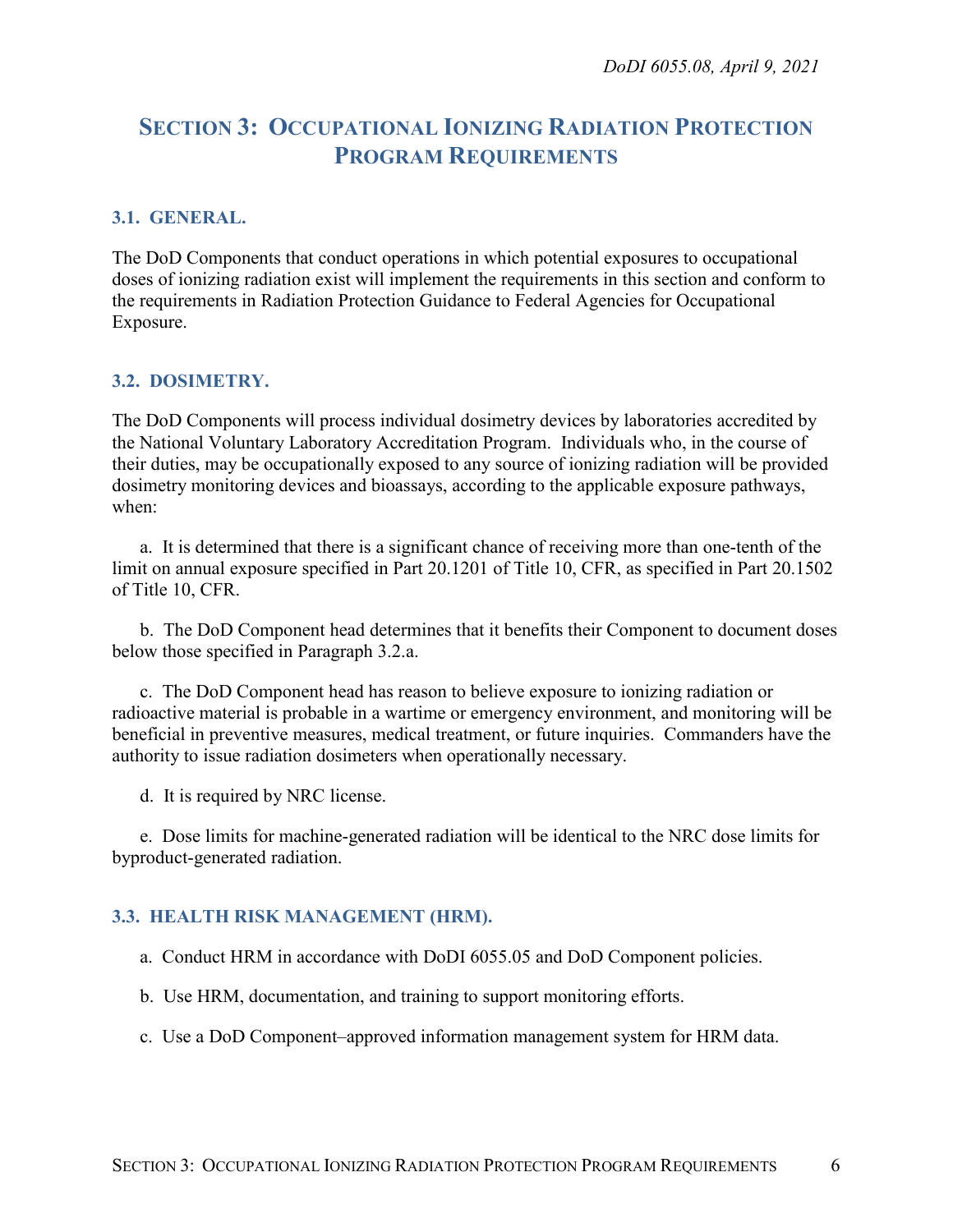# SECTION 3: OCCUPATIONAL IONIZING RADIATION PROTECTION PROGRAM REQUIREMENTS

## 3.1. GENERAL.

The DoD Components that conduct operations in which potential exposures to occupational doses of ionizing radiation exist will implement the requirements in this section and conform to the requirements in Radiation Protection Guidance to Federal Agencies for Occupational Exposure.

## 3.2. DOSIMETRY.

The DoD Components will process individual dosimetry devices by laboratories accredited by the National Voluntary Laboratory Accreditation Program. Individuals who, in the course of their duties, may be occupationally exposed to any source of ionizing radiation will be provided dosimetry monitoring devices and bioassays, according to the applicable exposure pathways, when:

a. It is determined that there is a significant chance of receiving more than one-tenth of the limit on annual exposure specified in Part 20.1201 of Title 10, CFR, as specified in Part 20.1502 of Title 10, CFR.

b. The DoD Component head determines that it benefits their Component to document doses below those specified in Paragraph 3.2.a.

c. The DoD Component head has reason to believe exposure to ionizing radiation or radioactive material is probable in a wartime or emergency environment, and monitoring will be beneficial in preventive measures, medical treatment, or future inquiries. Commanders have the authority to issue radiation dosimeters when operationally necessary.

d. It is required by NRC license.

e. Dose limits for machine-generated radiation will be identical to the NRC dose limits for byproduct-generated radiation.

## 3.3. HEALTH RISK MANAGEMENT (HRM).

a. Conduct HRM in accordance with DoDI 6055.05 and DoD Component policies.

b. Use HRM, documentation, and training to support monitoring efforts.

c. Use a DoD Component–approved information management system for HRM data.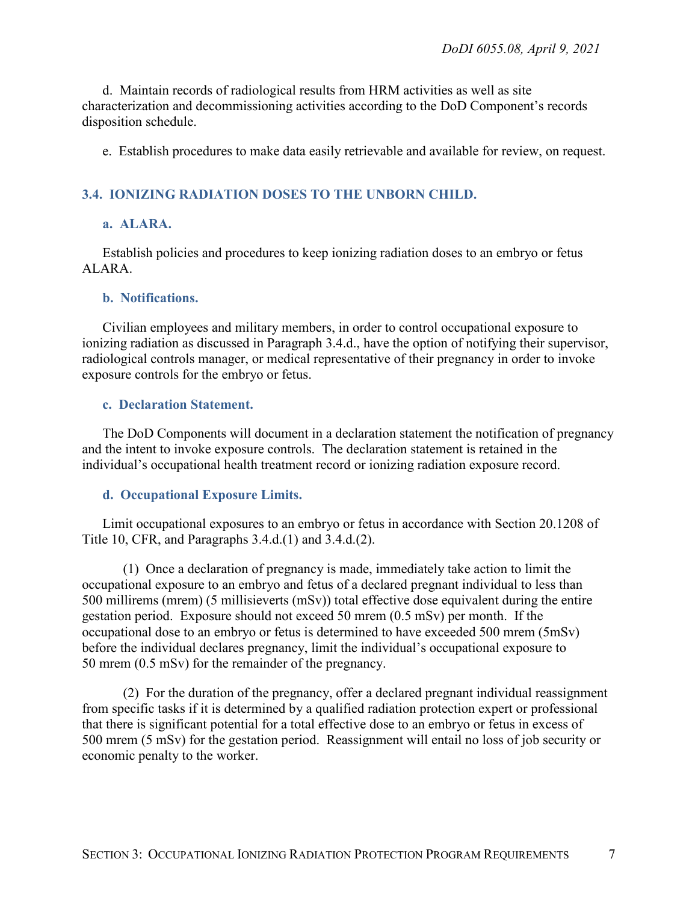d. Maintain records of radiological results from HRM activities as well as site characterization and decommissioning activities according to the DoD Component's records disposition schedule.

e. Establish procedures to make data easily retrievable and available for review, on request.

## 3.4. IONIZING RADIATION DOSES TO THE UNBORN CHILD.

### a. ALARA.

Establish policies and procedures to keep ionizing radiation doses to an embryo or fetus ALARA.

### b. Notifications.

Civilian employees and military members, in order to control occupational exposure to ionizing radiation as discussed in Paragraph 3.4.d., have the option of notifying their supervisor, radiological controls manager, or medical representative of their pregnancy in order to invoke exposure controls for the embryo or fetus.

### c. Declaration Statement.

The DoD Components will document in a declaration statement the notification of pregnancy and the intent to invoke exposure controls. The declaration statement is retained in the individual's occupational health treatment record or ionizing radiation exposure record.

### d. Occupational Exposure Limits.

Limit occupational exposures to an embryo or fetus in accordance with Section 20.1208 of Title 10, CFR, and Paragraphs 3.4.d.(1) and 3.4.d.(2).

(1) Once a declaration of pregnancy is made, immediately take action to limit the occupational exposure to an embryo and fetus of a declared pregnant individual to less than 500 millirems (mrem) (5 millisieverts (mSv)) total effective dose equivalent during the entire gestation period. Exposure should not exceed 50 mrem (0.5 mSv) per month. If the occupational dose to an embryo or fetus is determined to have exceeded 500 mrem (5mSv) before the individual declares pregnancy, limit the individual's occupational exposure to 50 mrem (0.5 mSv) for the remainder of the pregnancy.

(2) For the duration of the pregnancy, offer a declared pregnant individual reassignment from specific tasks if it is determined by a qualified radiation protection expert or professional that there is significant potential for a total effective dose to an embryo or fetus in excess of 500 mrem (5 mSv) for the gestation period. Reassignment will entail no loss of job security or economic penalty to the worker.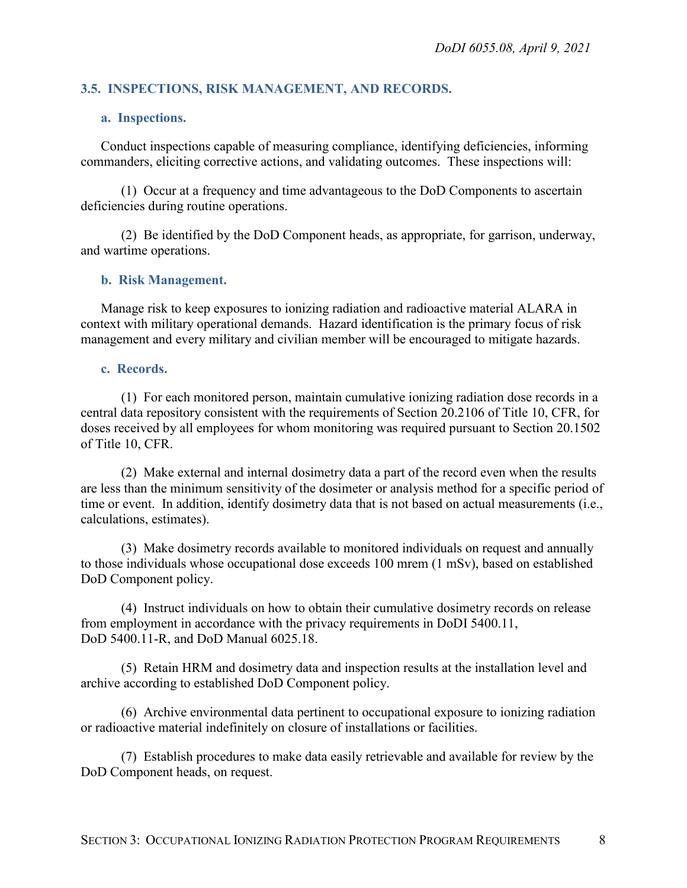## 3.5. INSPECTIONS, RISK MANAGEMENT, AND RECORDS.

### a. Inspections.

Conduct inspections capable of measuring compliance, identifying deficiencies, informing commanders, eliciting corrective actions, and validating outcomes. These inspections will:

(1) Occur at a frequency and time advantageous to the DoD Components to ascertain deficiencies during routine operations.

(2) Be identified by the DoD Component heads, as appropriate, for garrison, underway, and wartime operations.

### b. Risk Management.

Manage risk to keep exposures to ionizing radiation and radioactive material ALARA in context with military operational demands. Hazard identification is the primary focus of risk management and every military and civilian member will be encouraged to mitigate hazards.

### c. Records.

(1) For each monitored person, maintain cumulative ionizing radiation dose records in a central data repository consistent with the requirements of Section 20.2106 of Title 10, CFR, for doses received by all employees for whom monitoring was required pursuant to Section 20.1502 of Title 10, CFR.

(2) Make external and internal dosimetry data a part of the record even when the results are less than the minimum sensitivity of the dosimeter or analysis method for a specific period of time or event. In addition, identify dosimetry data that is not based on actual measurements (i.e., calculations, estimates).

(3) Make dosimetry records available to monitored individuals on request and annually to those individuals whose occupational dose exceeds 100 mrem (1 mSv), based on established DoD Component policy.

(4) Instruct individuals on how to obtain their cumulative dosimetry records on release from employment in accordance with the privacy requirements in DoDI 5400.11, DoD 5400.11-R, and DoD Manual 6025.18.

(5) Retain HRM and dosimetry data and inspection results at the installation level and archive according to established DoD Component policy.

(6) Archive environmental data pertinent to occupational exposure to ionizing radiation or radioactive material indefinitely on closure of installations or facilities.

(7) Establish procedures to make data easily retrievable and available for review by the DoD Component heads, on request.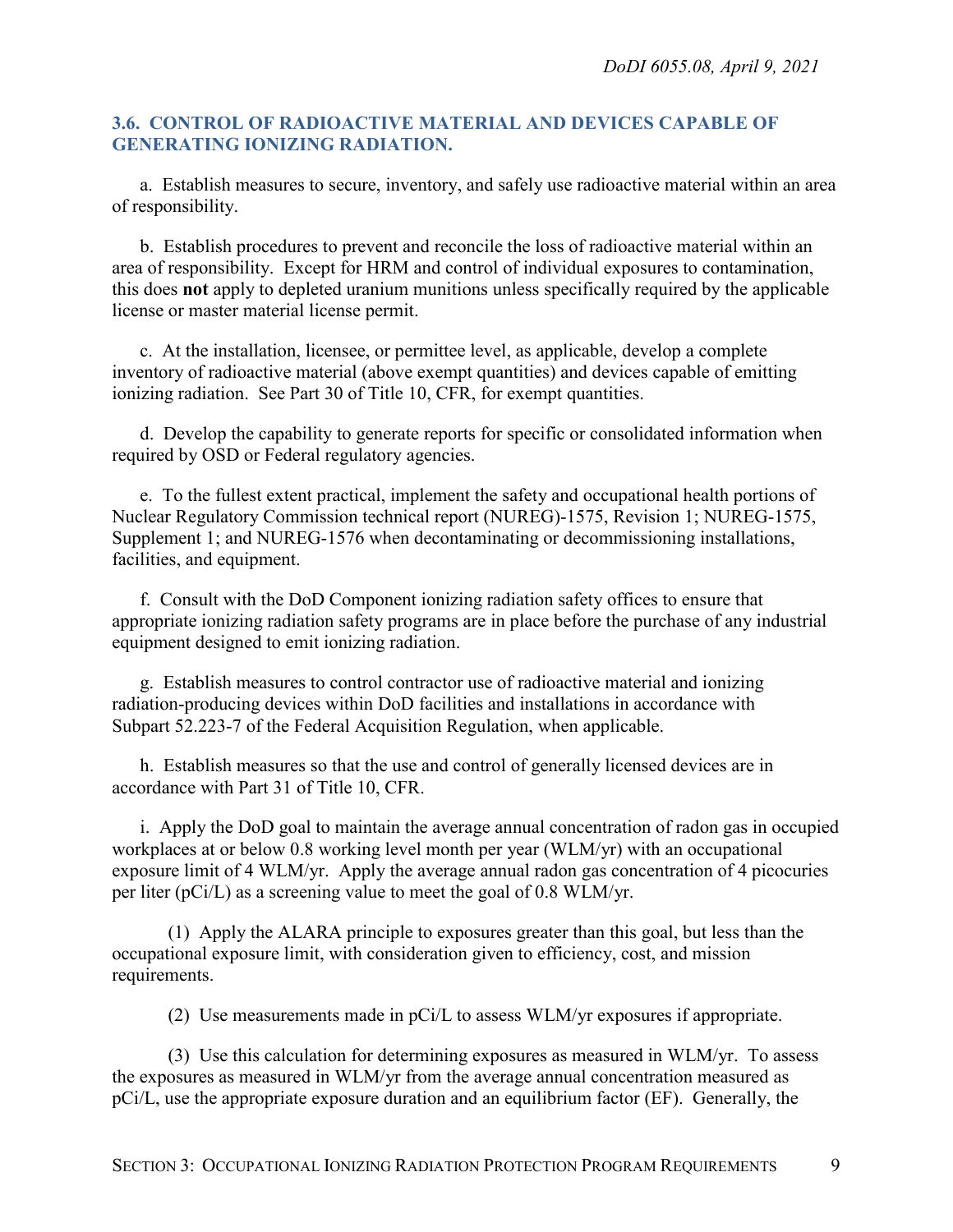### 3.6. CONTROL OF RADIOACTIVE MATERIAL AND DEVICES CAPABLE OF GENERATING IONIZING RADIATION.

a. Establish measures to secure, inventory, and safely use radioactive material within an area of responsibility.

b. Establish procedures to prevent and reconcile the loss of radioactive material within an area of responsibility. Except for HRM and control of individual exposures to contamination, this does **not** apply to depleted uranium munitions unless specifically required by the applicable license or master material license permit.

c. At the installation, licensee, or permittee level, as applicable, develop a complete inventory of radioactive material (above exempt quantities) and devices capable of emitting ionizing radiation. See Part 30 of Title 10, CFR, for exempt quantities.

d. Develop the capability to generate reports for specific or consolidated information when required by OSD or Federal regulatory agencies.

e. To the fullest extent practical, implement the safety and occupational health portions of Nuclear Regulatory Commission technical report (NUREG)-1575, Revision 1; NUREG-1575, Supplement 1; and NUREG-1576 when decontaminating or decommissioning installations, facilities, and equipment.

f. Consult with the DoD Component ionizing radiation safety offices to ensure that appropriate ionizing radiation safety programs are in place before the purchase of any industrial equipment designed to emit ionizing radiation.

g. Establish measures to control contractor use of radioactive material and ionizing radiation-producing devices within DoD facilities and installations in accordance with Subpart 52.223-7 of the Federal Acquisition Regulation, when applicable.

h. Establish measures so that the use and control of generally licensed devices are in accordance with Part 31 of Title 10, CFR.

i. Apply the DoD goal to maintain the average annual concentration of radon gas in occupied workplaces at or below 0.8 working level month per year (WLM/yr) with an occupational exposure limit of 4 WLM/yr. Apply the average annual radon gas concentration of 4 picocuries per liter (pCi/L) as a screening value to meet the goal of 0.8 WLM/yr.

(1) Apply the ALARA principle to exposures greater than this goal, but less than the occupational exposure limit, with consideration given to efficiency, cost, and mission requirements.

(2) Use measurements made in pCi/L to assess WLM/yr exposures if appropriate.

(3) Use this calculation for determining exposures as measured in WLM/yr. To assess the exposures as measured in WLM/yr from the average annual concentration measured as pCi/L, use the appropriate exposure duration and an equilibrium factor (EF). Generally, the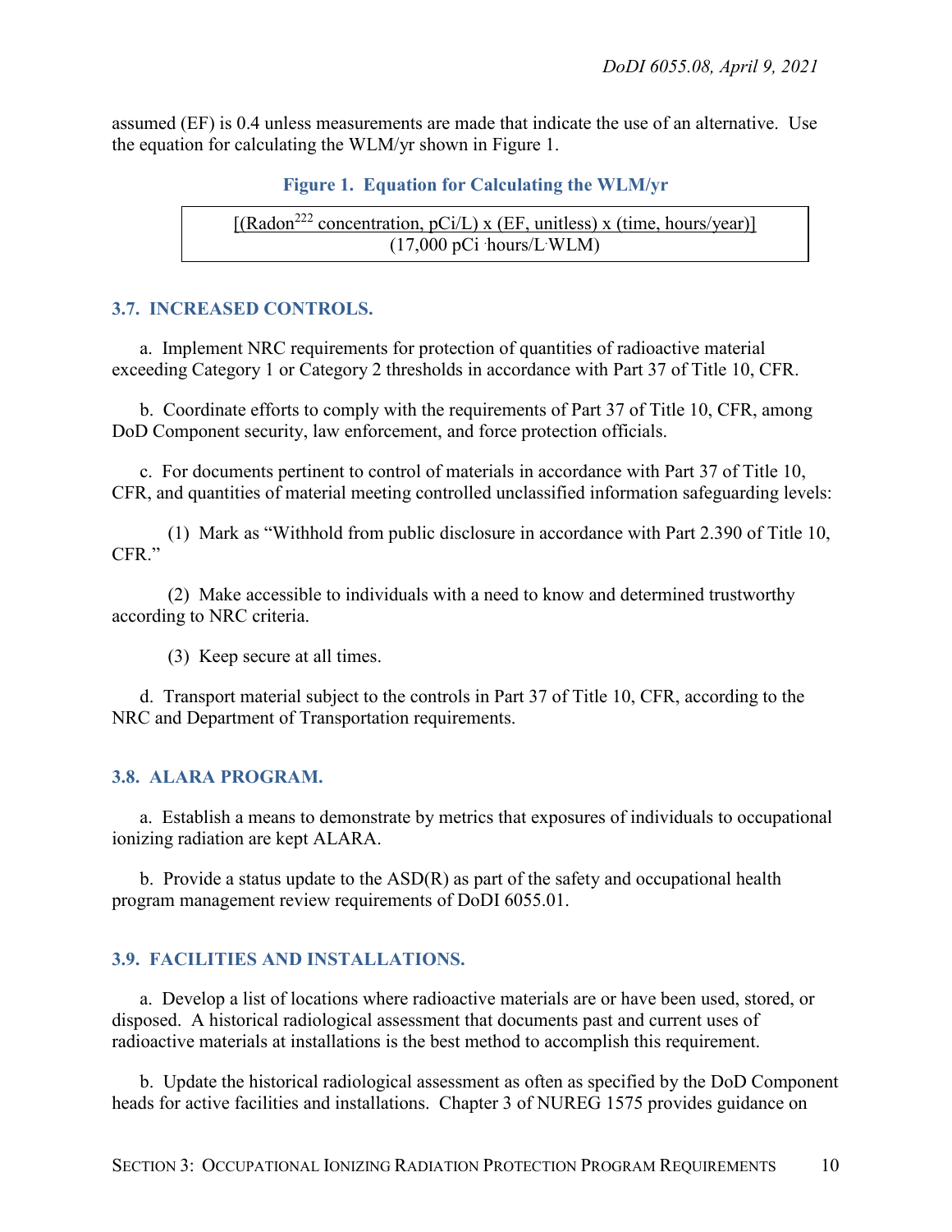assumed (EF) is 0.4 unless measurements are made that indicate the use of an alternative. Use the equation for calculating the WLM/yr shown in Figure 1.

**Figure 1. Equation for Calculating the WLM/yr**

$$\frac{(\text{Radon}^{222}\text{ concentration, pCi/L}) \times (\text{EF, unitless}) \times (\text{time, hours/year})}{(17{,}000\text{ pCi} \cdot \text{hours/L} \cdot \text{WLM})}$$

## 3.7. INCREASED CONTROLS.

a. Implement NRC requirements for protection of quantities of radioactive material exceeding Category 1 or Category 2 thresholds in accordance with Part 37 of Title 10, CFR.

b. Coordinate efforts to comply with the requirements of Part 37 of Title 10, CFR, among DoD Component security, law enforcement, and force protection officials.

c. For documents pertinent to control of materials in accordance with Part 37 of Title 10, CFR, and quantities of material meeting controlled unclassified information safeguarding levels:

(1) Mark as "Withhold from public disclosure in accordance with Part 2.390 of Title 10, CFR."

(2) Make accessible to individuals with a need to know and determined trustworthy according to NRC criteria.

(3) Keep secure at all times.

d. Transport material subject to the controls in Part 37 of Title 10, CFR, according to the NRC and Department of Transportation requirements.

## 3.8. ALARA PROGRAM.

a. Establish a means to demonstrate by metrics that exposures of individuals to occupational ionizing radiation are kept ALARA.

b. Provide a status update to the ASD(R) as part of the safety and occupational health program management review requirements of DoDI 6055.01.

## 3.9. FACILITIES AND INSTALLATIONS.

a. Develop a list of locations where radioactive materials are or have been used, stored, or disposed. A historical radiological assessment that documents past and current uses of radioactive materials at installations is the best method to accomplish this requirement.

b. Update the historical radiological assessment as often as specified by the DoD Component heads for active facilities and installations. Chapter 3 of NUREG 1575 provides guidance on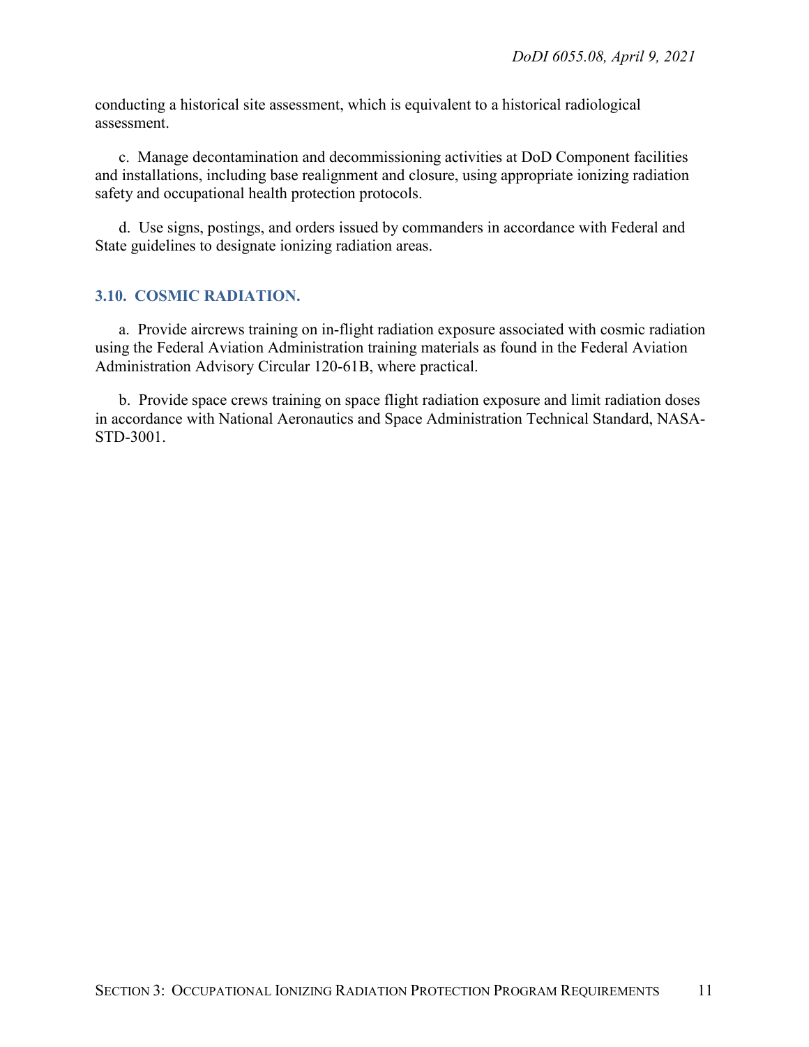conducting a historical site assessment, which is equivalent to a historical radiological assessment.

c. Manage decontamination and decommissioning activities at DoD Component facilities and installations, including base realignment and closure, using appropriate ionizing radiation safety and occupational health protection protocols.

d. Use signs, postings, and orders issued by commanders in accordance with Federal and State guidelines to designate ionizing radiation areas.

### 3.10. COSMIC RADIATION.

a. Provide aircrews training on in-flight radiation exposure associated with cosmic radiation using the Federal Aviation Administration training materials as found in the Federal Aviation Administration Advisory Circular 120-61B, where practical.

b. Provide space crews training on space flight radiation exposure and limit radiation doses in accordance with National Aeronautics and Space Administration Technical Standard, NASA-STD-3001.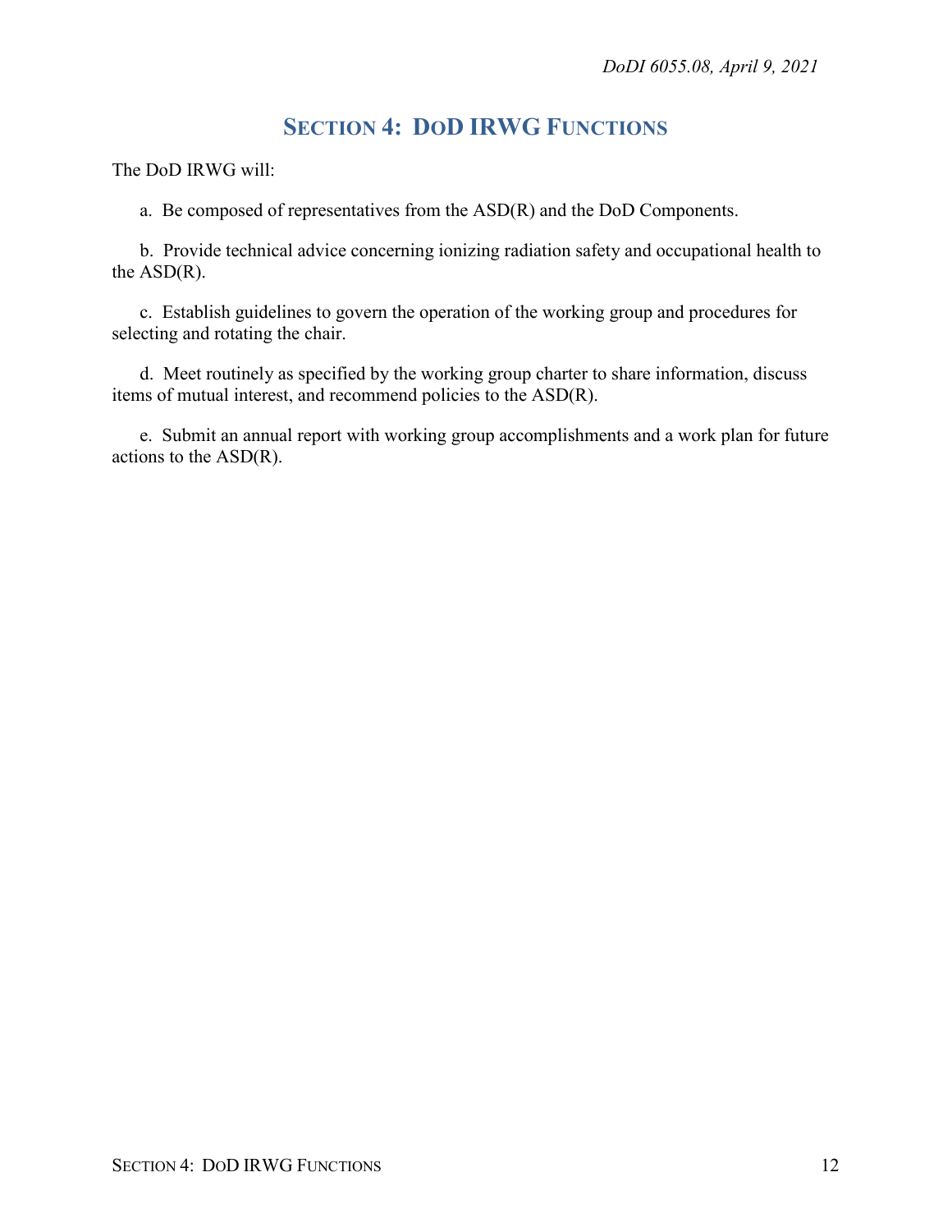# SECTION 4: DOD IRWG FUNCTIONS

The DoD IRWG will:

a. Be composed of representatives from the ASD(R) and the DoD Components.

b. Provide technical advice concerning ionizing radiation safety and occupational health to the ASD(R).

c. Establish guidelines to govern the operation of the working group and procedures for selecting and rotating the chair.

d. Meet routinely as specified by the working group charter to share information, discuss items of mutual interest, and recommend policies to the ASD(R).

e. Submit an annual report with working group accomplishments and a work plan for future actions to the ASD(R).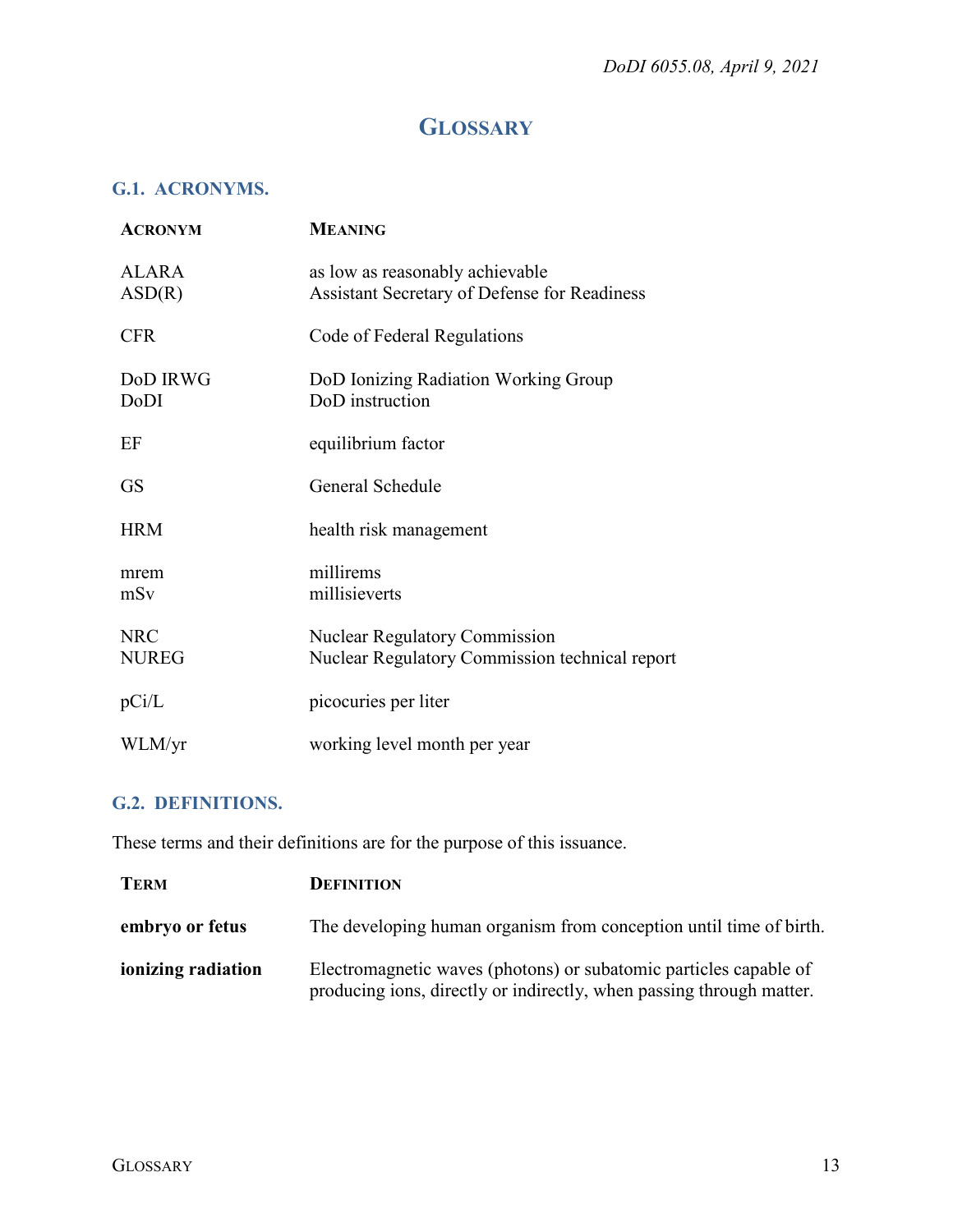# GLOSSARY

## G.1. ACRONYMS.

| ACRONYM | MEANING |
|---|---|
| ALARA | as low as reasonably achievable |
| ASD(R) | Assistant Secretary of Defense for Readiness |
| CFR | Code of Federal Regulations |
| DoD IRWG | DoD Ionizing Radiation Working Group |
| DoDI | DoD instruction |
| EF | equilibrium factor |
| GS | General Schedule |
| HRM | health risk management |
| mrem | millirems |
| mSv | millisieverts |
| NRC | Nuclear Regulatory Commission |
| NUREG | Nuclear Regulatory Commission technical report |
| pCi/L | picocuries per liter |
| WLM/yr | working level month per year |

## G.2. DEFINITIONS.

These terms and their definitions are for the purpose of this issuance.

| TERM | DEFINITION |
|---|---|
| **embryo or fetus** | The developing human organism from conception until time of birth. |
| **ionizing radiation** | Electromagnetic waves (photons) or subatomic particles capable of producing ions, directly or indirectly, when passing through matter. |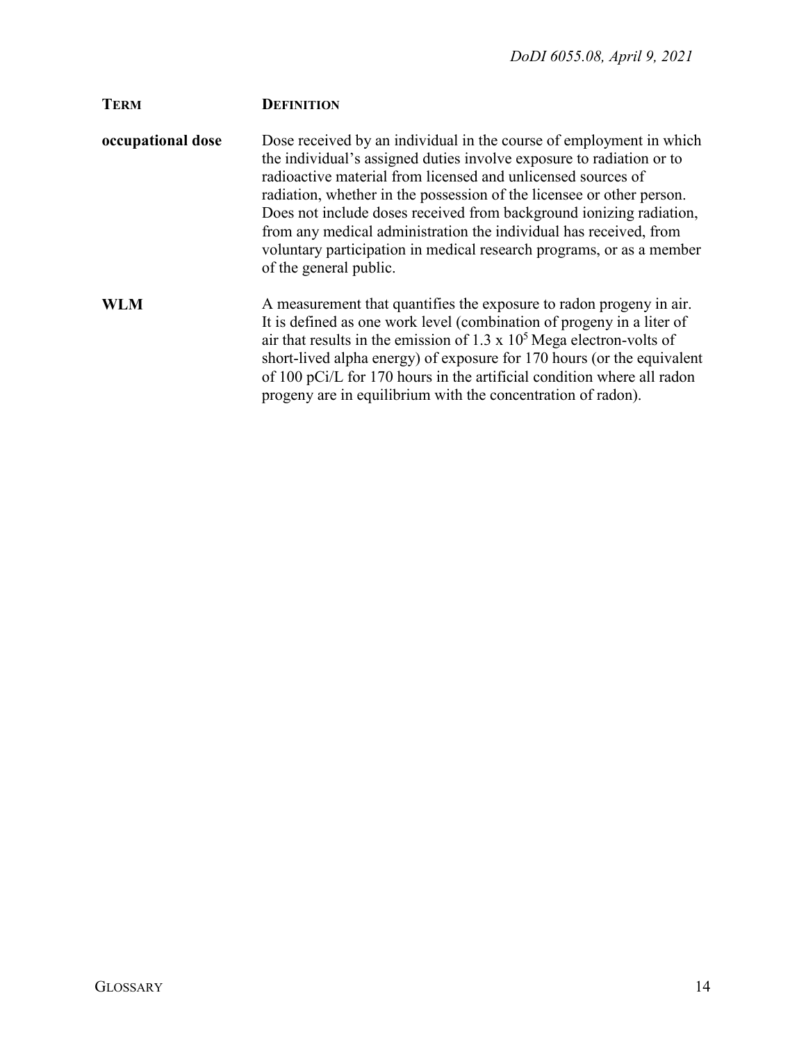| TERM | DEFINITION |
| --- | --- |
| **occupational dose** | Dose received by an individual in the course of employment in which the individual's assigned duties involve exposure to radiation or to radioactive material from licensed and unlicensed sources of radiation, whether in the possession of the licensee or other person. Does not include doses received from background ionizing radiation, from any medical administration the individual has received, from voluntary participation in medical research programs, or as a member of the general public. |
| **WLM** | A measurement that quantifies the exposure to radon progeny in air. It is defined as one work level (combination of progeny in a liter of air that results in the emission of $1.3 \times 10^5$ Mega electron-volts of short-lived alpha energy) of exposure for 170 hours (or the equivalent of 100 pCi/L for 170 hours in the artificial condition where all radon progeny are in equilibrium with the concentration of radon). |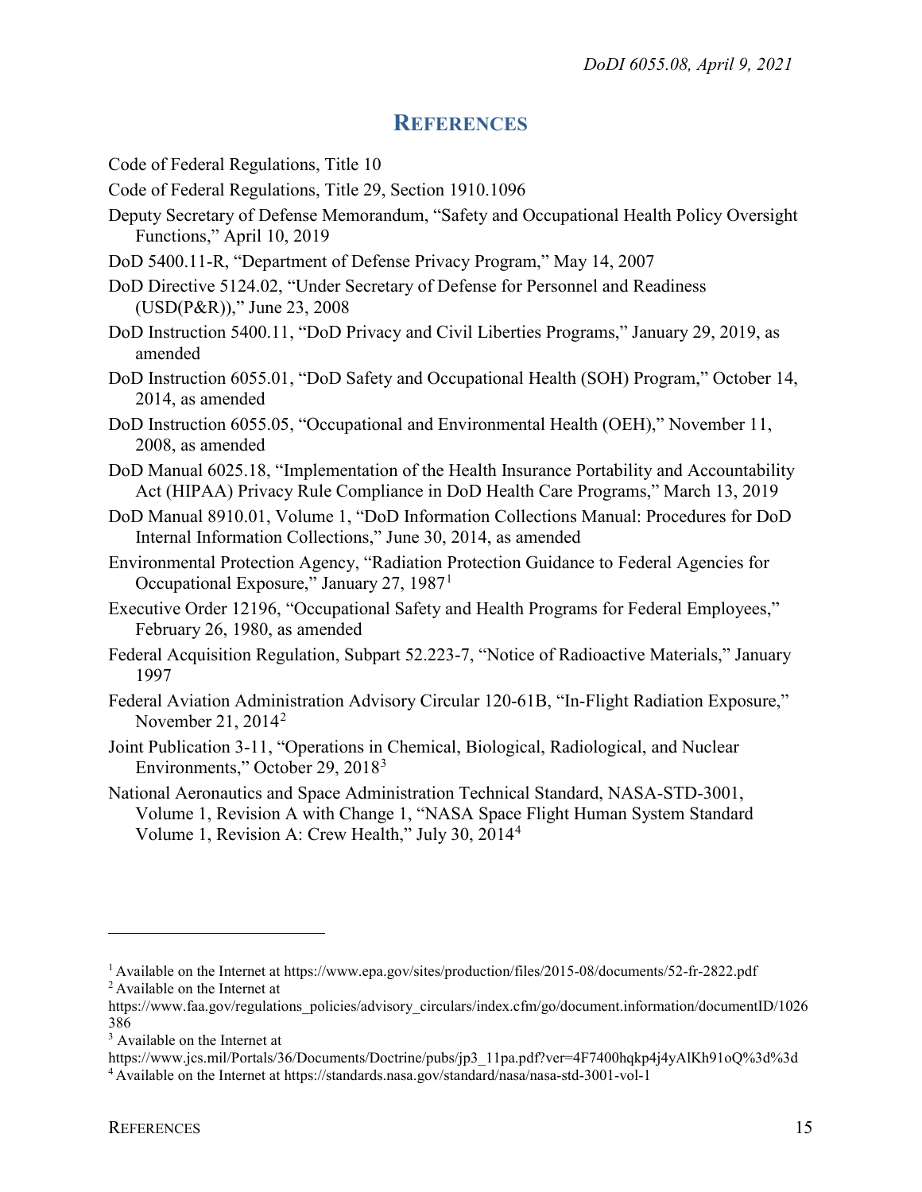## REFERENCES

Code of Federal Regulations, Title 10

Code of Federal Regulations, Title 29, Section 1910.1096

Deputy Secretary of Defense Memorandum, "Safety and Occupational Health Policy Oversight Functions," April 10, 2019

DoD 5400.11-R, "Department of Defense Privacy Program," May 14, 2007

DoD Directive 5124.02, "Under Secretary of Defense for Personnel and Readiness (USD(P&R))," June 23, 2008

DoD Instruction 5400.11, "DoD Privacy and Civil Liberties Programs," January 29, 2019, as amended

DoD Instruction 6055.01, "DoD Safety and Occupational Health (SOH) Program," October 14, 2014, as amended

DoD Instruction 6055.05, "Occupational and Environmental Health (OEH)," November 11, 2008, as amended

DoD Manual 6025.18, "Implementation of the Health Insurance Portability and Accountability Act (HIPAA) Privacy Rule Compliance in DoD Health Care Programs," March 13, 2019

DoD Manual 8910.01, Volume 1, "DoD Information Collections Manual: Procedures for DoD Internal Information Collections," June 30, 2014, as amended

Environmental Protection Agency, "Radiation Protection Guidance to Federal Agencies for Occupational Exposure," January 27, 1987[1]

Executive Order 12196, "Occupational Safety and Health Programs for Federal Employees," February 26, 1980, as amended

Federal Acquisition Regulation, Subpart 52.223-7, "Notice of Radioactive Materials," January 1997

Federal Aviation Administration Advisory Circular 120-61B, "In-Flight Radiation Exposure," November 21, 2014[2]

Joint Publication 3-11, "Operations in Chemical, Biological, Radiological, and Nuclear Environments," October 29, 2018[3]

National Aeronautics and Space Administration Technical Standard, NASA-STD-3001, Volume 1, Revision A with Change 1, "NASA Space Flight Human System Standard Volume 1, Revision A: Crew Health," July 30, 2014[4]

---

[1] Available on the Internet at https://www.epa.gov/sites/production/files/2015-08/documents/52-fr-2822.pdf

[2] Available on the Internet at https://www.faa.gov/regulations_policies/advisory_circulars/index.cfm/go/document.information/documentID/1026386

[3] Available on the Internet at https://www.jcs.mil/Portals/36/Documents/Doctrine/pubs/jp3_11pa.pdf?ver=4F7400hqkp4j4yAlKh91oQ%3d%3d

[4] Available on the Internet at https://standards.nasa.gov/standard/nasa/nasa-std-3001-vol-1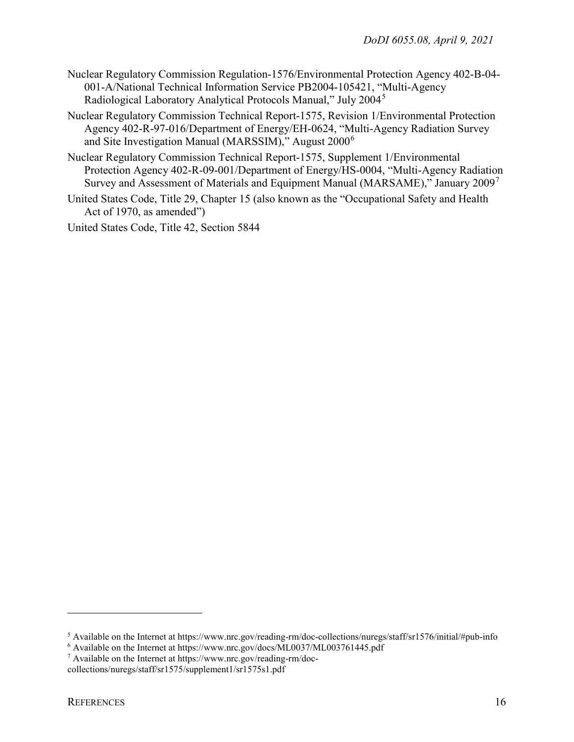Nuclear Regulatory Commission Regulation-1576/Environmental Protection Agency 402-B-04-001-A/National Technical Information Service PB2004-105421, "Multi-Agency Radiological Laboratory Analytical Protocols Manual," July 2004[5]

Nuclear Regulatory Commission Technical Report-1575, Revision 1/Environmental Protection Agency 402-R-97-016/Department of Energy/EH-0624, "Multi-Agency Radiation Survey and Site Investigation Manual (MARSSIM)," August 2000[6]

Nuclear Regulatory Commission Technical Report-1575, Supplement 1/Environmental Protection Agency 402-R-09-001/Department of Energy/HS-0004, "Multi-Agency Radiation Survey and Assessment of Materials and Equipment Manual (MARSAME)," January 2009[7]

United States Code, Title 29, Chapter 15 (also known as the "Occupational Safety and Health Act of 1970, as amended")

United States Code, Title 42, Section 5844

---

[5] Available on the Internet at https://www.nrc.gov/reading-rm/doc-collections/nuregs/staff/sr1576/initial/#pub-info

[6] Available on the Internet at https://www.nrc.gov/docs/ML0037/ML003761445.pdf

[7] Available on the Internet at https://www.nrc.gov/reading-rm/doc-collections/nuregs/staff/sr1575/supplement1/sr1575s1.pdf